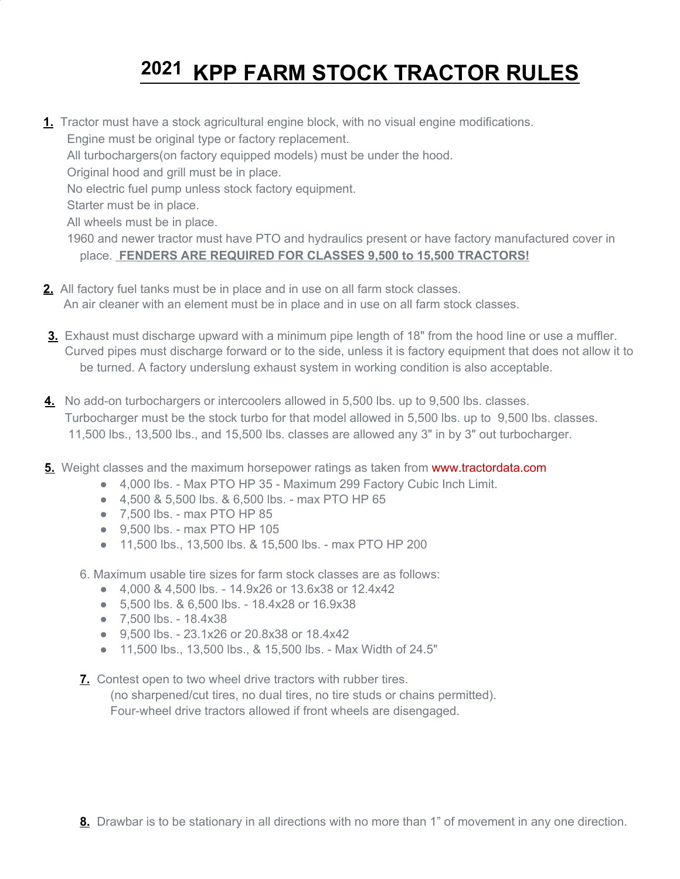# 2021 KPP FARM STOCK TRACTOR RULES

**1.** Tractor must have a stock agricultural engine block, with no visual engine modifications.
Engine must be original type or factory replacement.
All turbochargers(on factory equipped models) must be under the hood.
Original hood and grill must be in place.
No electric fuel pump unless stock factory equipment.
Starter must be in place.
All wheels must be in place.
1960 and newer tractor must have PTO and hydraulics present or have factory manufactured cover in place. **FENDERS ARE REQUIRED FOR CLASSES 9,500 to 15,500 TRACTORS!**

**2.** All factory fuel tanks must be in place and in use on all farm stock classes.
An air cleaner with an element must be in place and in use on all farm stock classes.

**3.** Exhaust must discharge upward with a minimum pipe length of 18" from the hood line or use a muffler. Curved pipes must discharge forward or to the side, unless it is factory equipment that does not allow it to be turned. A factory underslung exhaust system in working condition is also acceptable.

**4.** No add-on turbochargers or intercoolers allowed in 5,500 lbs. up to 9,500 lbs. classes.
Turbocharger must be the stock turbo for that model allowed in 5,500 lbs. up to 9,500 lbs. classes.
11,500 lbs., 13,500 lbs., and 15,500 lbs. classes are allowed any 3" in by 3" out turbocharger.

**5.** Weight classes and the maximum horsepower ratings as taken from www.tractordata.com

- 4,000 lbs. - Max PTO HP 35 - Maximum 299 Factory Cubic Inch Limit.
- 4,500 & 5,500 lbs. & 6,500 lbs. - max PTO HP 65
- 7,500 lbs. - max PTO HP 85
- 9,500 lbs. - max PTO HP 105
- 11,500 lbs., 13,500 lbs. & 15,500 lbs. - max PTO HP 200

6. Maximum usable tire sizes for farm stock classes are as follows:

- 4,000 & 4,500 lbs. - 14.9x26 or 13.6x38 or 12.4x42
- 5,500 lbs. & 6,500 lbs. - 18.4x28 or 16.9x38
- 7,500 lbs. - 18.4x38
- 9,500 lbs. - 23.1x26 or 20.8x38 or 18.4x42
- 11,500 lbs., 13,500 lbs., & 15,500 lbs. - Max Width of 24.5"

**7.** Contest open to two wheel drive tractors with rubber tires.
(no sharpened/cut tires, no dual tires, no tire studs or chains permitted).
Four-wheel drive tractors allowed if front wheels are disengaged.

**8.** Drawbar is to be stationary in all directions with no more than 1" of movement in any one direction.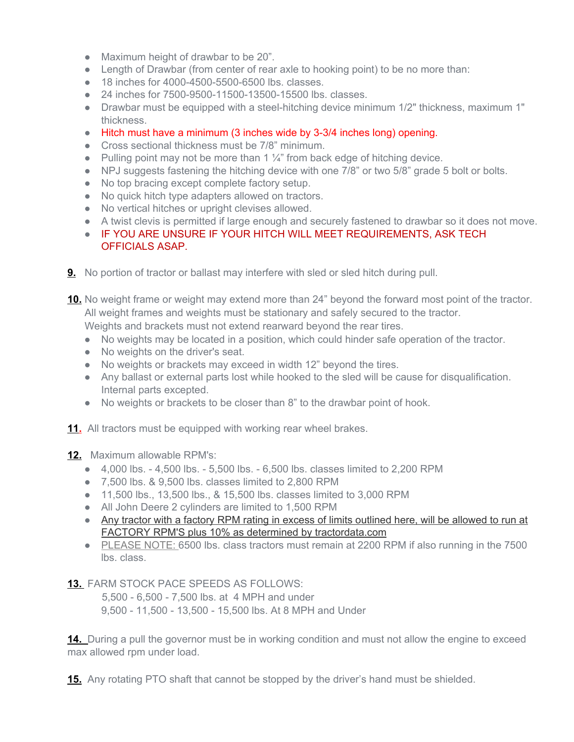- Maximum height of drawbar to be 20”.
- Length of Drawbar (from center of rear axle to hooking point) to be no more than:
- 18 inches for 4000-4500-5500-6500 lbs. classes.
- 24 inches for 7500-9500-11500-13500-15500 lbs. classes.
- Drawbar must be equipped with a steel-hitching device minimum 1/2" thickness, maximum 1" thickness.
- Hitch must have a minimum (3 inches wide by 3-3/4 inches long) opening.
- Cross sectional thickness must be 7/8” minimum.
- Pulling point may not be more than 1 ¼” from back edge of hitching device.
- NPJ suggests fastening the hitching device with one 7/8” or two 5/8” grade 5 bolt or bolts.
- No top bracing except complete factory setup.
- No quick hitch type adapters allowed on tractors.
- No vertical hitches or upright clevises allowed.
- A twist clevis is permitted if large enough and securely fastened to drawbar so it does not move.
- IF YOU ARE UNSURE IF YOUR HITCH WILL MEET REQUIREMENTS, ASK TECH OFFICIALS ASAP.

**9.** No portion of tractor or ballast may interfere with sled or sled hitch during pull.

**10.** No weight frame or weight may extend more than 24” beyond the forward most point of the tractor. All weight frames and weights must be stationary and safely secured to the tractor. Weights and brackets must not extend rearward beyond the rear tires.

- No weights may be located in a position, which could hinder safe operation of the tractor.
- No weights on the driver's seat.
- No weights or brackets may exceed in width 12” beyond the tires.
- Any ballast or external parts lost while hooked to the sled will be cause for disqualification. Internal parts excepted.
- No weights or brackets to be closer than 8” to the drawbar point of hook.

**11.** All tractors must be equipped with working rear wheel brakes.

**12.** Maximum allowable RPM's:

- 4,000 lbs. - 4,500 lbs. - 5,500 lbs. - 6,500 lbs. classes limited to 2,200 RPM
- 7,500 lbs. & 9,500 lbs. classes limited to 2,800 RPM
- 11,500 lbs., 13,500 lbs., & 15,500 lbs. classes limited to 3,000 RPM
- All John Deere 2 cylinders are limited to 1,500 RPM
- Any tractor with a factory RPM rating in excess of limits outlined here, will be allowed to run at FACTORY RPM'S plus 10% as determined by tractordata.com
- PLEASE NOTE: 6500 lbs. class tractors must remain at 2200 RPM if also running in the 7500 lbs. class.

**13.** FARM STOCK PACE SPEEDS AS FOLLOWS:

5,500 - 6,500 - 7,500 lbs. at 4 MPH and under
9,500 - 11,500 - 13,500 - 15,500 lbs. At 8 MPH and Under

**14.** During a pull the governor must be in working condition and must not allow the engine to exceed max allowed rpm under load.

**15.** Any rotating PTO shaft that cannot be stopped by the driver’s hand must be shielded.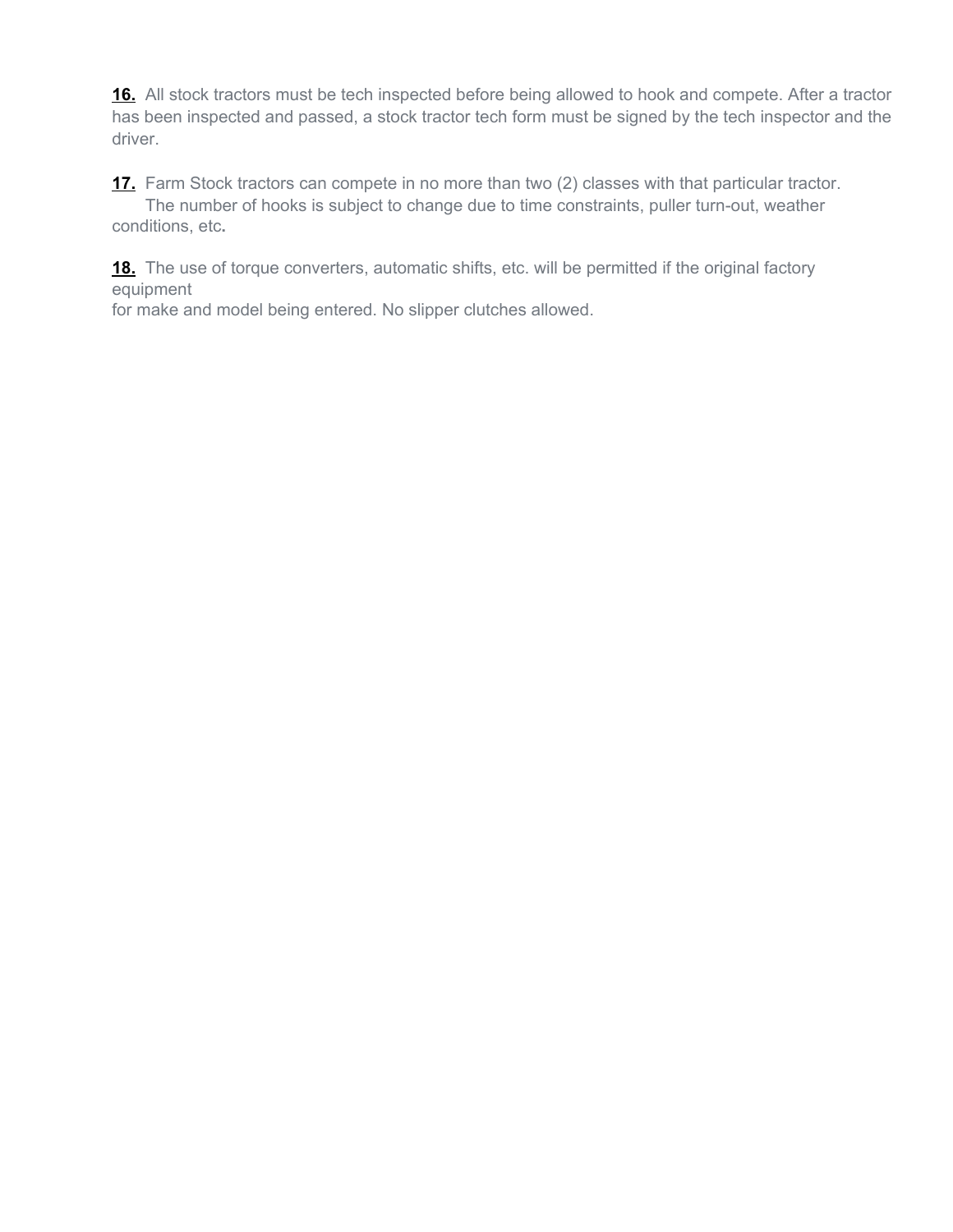**16.** All stock tractors must be tech inspected before being allowed to hook and compete. After a tractor has been inspected and passed, a stock tractor tech form must be signed by the tech inspector and the driver.

**17.** Farm Stock tractors can compete in no more than two (2) classes with that particular tractor. The number of hooks is subject to change due to time constraints, puller turn-out, weather conditions, etc.

**18.** The use of torque converters, automatic shifts, etc. will be permitted if the original factory equipment for make and model being entered. No slipper clutches allowed.